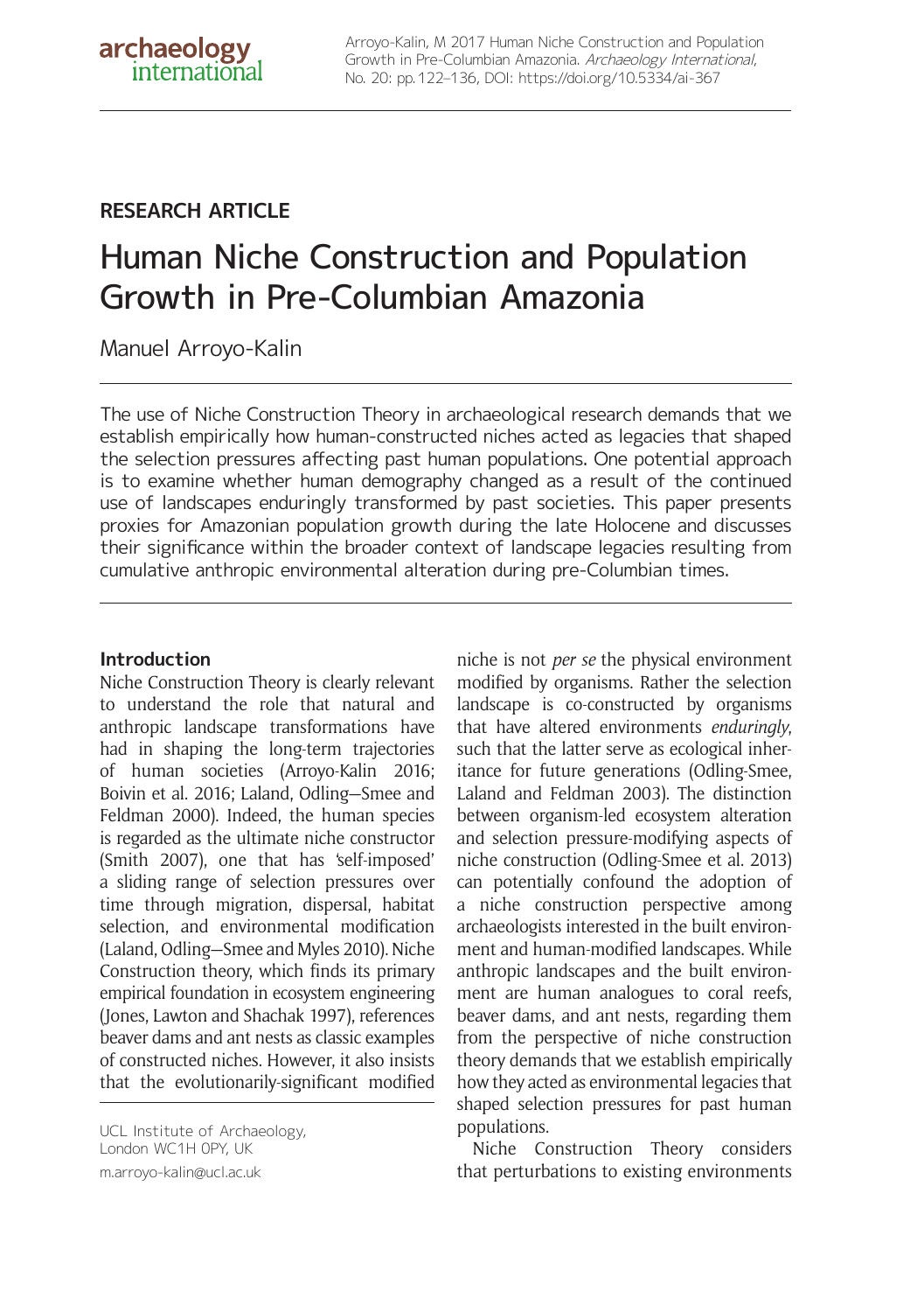archaeology international

Arroyo-Kalin, M 2017 Human Niche Construction and Population Growth in Pre-Columbian Amazonia. *Archaeology International*, No. 20: pp. 122–136, DOI: https://doi.org/10.5334/ai-367

**RESEARCH ARTICLE**

# Human Niche Construction and Population Growth in Pre-Columbian Amazonia

Manuel Arroyo-Kalin

The use of Niche Construction Theory in archaeological research demands that we establish empirically how human-constructed niches acted as legacies that shaped the selection pressures affecting past human populations. One potential approach is to examine whether human demography changed as a result of the continued use of landscapes enduringly transformed by past societies. This paper presents proxies for Amazonian population growth during the late Holocene and discusses their significance within the broader context of landscape legacies resulting from cumulative anthropic environmental alteration during pre-Columbian times.

## Introduction

Niche Construction Theory is clearly relevant to understand the role that natural and anthropic landscape transformations have had in shaping the long-term trajectories of human societies (Arroyo-Kalin 2016; Boivin et al. 2016; Laland, Odling–Smee and Feldman 2000). Indeed, the human species is regarded as the ultimate niche constructor (Smith 2007), one that has 'self-imposed' a sliding range of selection pressures over time through migration, dispersal, habitat selection, and environmental modification (Laland, Odling–Smee and Myles 2010). Niche Construction theory, which finds its primary empirical foundation in ecosystem engineering (Jones, Lawton and Shachak 1997), references beaver dams and ant nests as classic examples of constructed niches. However, it also insists that the evolutionarily-significant modified niche is not *per se* the physical environment modified by organisms. Rather the selection landscape is co-constructed by organisms that have altered environments *enduringly*, such that the latter serve as ecological inheritance for future generations (Odling-Smee, Laland and Feldman 2003). The distinction between organism-led ecosystem alteration and selection pressure-modifying aspects of niche construction (Odling-Smee et al. 2013) can potentially confound the adoption of a niche construction perspective among archaeologists interested in the built environment and human-modified landscapes. While anthropic landscapes and the built environment are human analogues to coral reefs, beaver dams, and ant nests, regarding them from the perspective of niche construction theory demands that we establish empirically how they acted as environmental legacies that shaped selection pressures for past human populations.

Niche Construction Theory considers that perturbations to existing environments

UCL Institute of Archaeology, London WC1H 0PY, UK

m.arroyo-kalin@ucl.ac.uk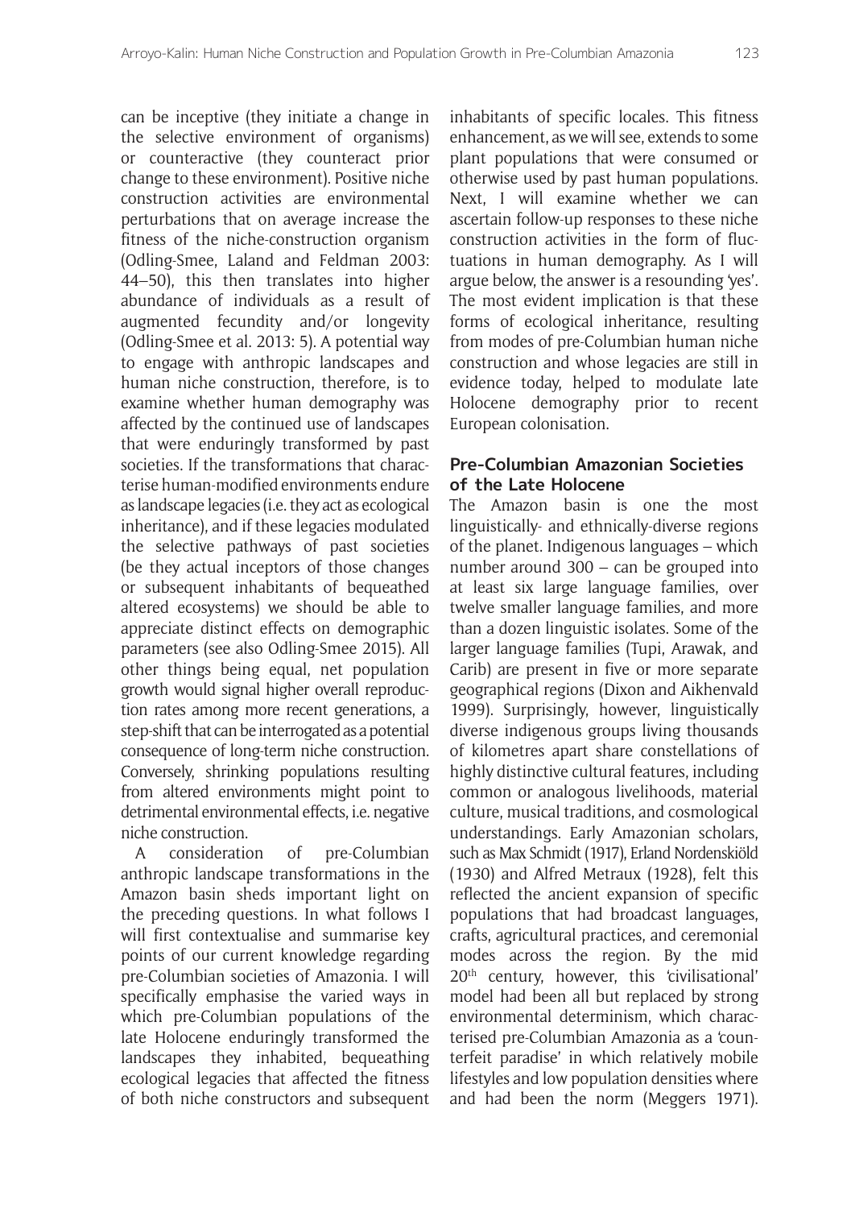can be inceptive (they initiate a change in the selective environment of organisms) or counteractive (they counteract prior change to these environment). Positive niche construction activities are environmental perturbations that on average increase the fitness of the niche-construction organism (Odling-Smee, Laland and Feldman 2003: 44–50), this then translates into higher abundance of individuals as a result of augmented fecundity and/or longevity (Odling-Smee et al. 2013: 5). A potential way to engage with anthropic landscapes and human niche construction, therefore, is to examine whether human demography was affected by the continued use of landscapes that were enduringly transformed by past societies. If the transformations that characterise human-modified environments endure as landscape legacies (i.e. they act as ecological inheritance), and if these legacies modulated the selective pathways of past societies (be they actual inceptors of those changes or subsequent inhabitants of bequeathed altered ecosystems) we should be able to appreciate distinct effects on demographic parameters (see also Odling-Smee 2015). All other things being equal, net population growth would signal higher overall reproduction rates among more recent generations, a step-shift that can be interrogated as a potential consequence of long-term niche construction. Conversely, shrinking populations resulting from altered environments might point to detrimental environmental effects, i.e. negative niche construction.

A consideration of pre-Columbian anthropic landscape transformations in the Amazon basin sheds important light on the preceding questions. In what follows I will first contextualise and summarise key points of our current knowledge regarding pre-Columbian societies of Amazonia. I will specifically emphasise the varied ways in which pre-Columbian populations of the late Holocene enduringly transformed the landscapes they inhabited, bequeathing ecological legacies that affected the fitness of both niche constructors and subsequent inhabitants of specific locales. This fitness enhancement, as we will see, extends to some plant populations that were consumed or otherwise used by past human populations. Next, I will examine whether we can ascertain follow-up responses to these niche construction activities in the form of fluctuations in human demography. As I will argue below, the answer is a resounding 'yes'. The most evident implication is that these forms of ecological inheritance, resulting from modes of pre-Columbian human niche construction and whose legacies are still in evidence today, helped to modulate late Holocene demography prior to recent European colonisation.

## Pre-Columbian Amazonian Societies of the Late Holocene

The Amazon basin is one the most linguistically- and ethnically-diverse regions of the planet. Indigenous languages – which number around 300 – can be grouped into at least six large language families, over twelve smaller language families, and more than a dozen linguistic isolates. Some of the larger language families (Tupi, Arawak, and Carib) are present in five or more separate geographical regions (Dixon and Aikhenvald 1999). Surprisingly, however, linguistically diverse indigenous groups living thousands of kilometres apart share constellations of highly distinctive cultural features, including common or analogous livelihoods, material culture, musical traditions, and cosmological understandings. Early Amazonian scholars, such as Max Schmidt (1917), Erland Nordenskiöld (1930) and Alfred Metraux (1928), felt this reflected the ancient expansion of specific populations that had broadcast languages, crafts, agricultural practices, and ceremonial modes across the region. By the mid 20th century, however, this 'civilisational' model had been all but replaced by strong environmental determinism, which characterised pre-Columbian Amazonia as a 'counterfeit paradise' in which relatively mobile lifestyles and low population densities where and had been the norm (Meggers 1971).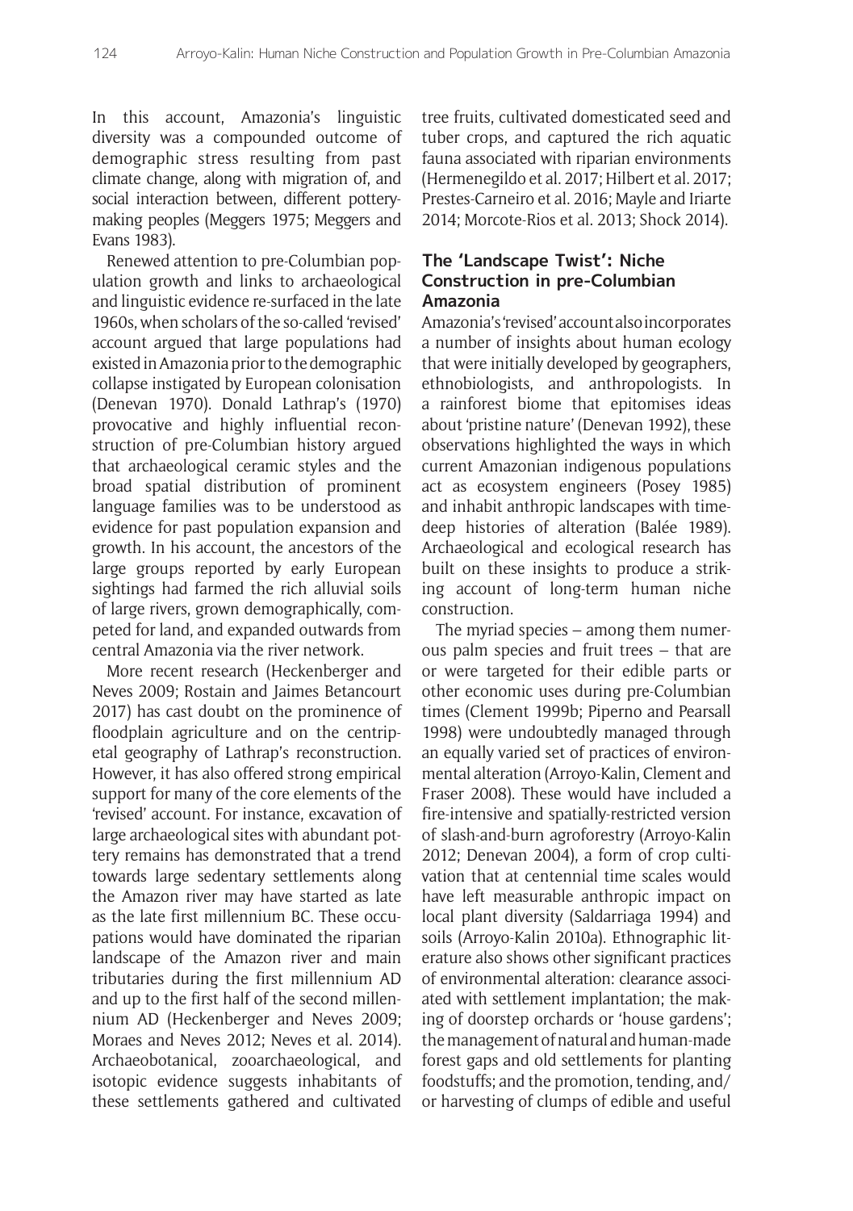In this account, Amazonia's linguistic diversity was a compounded outcome of demographic stress resulting from past climate change, along with migration of, and social interaction between, different pottery-making peoples (Meggers 1975; Meggers and Evans 1983).

Renewed attention to pre-Columbian population growth and links to archaeological and linguistic evidence re-surfaced in the late 1960s, when scholars of the so-called 'revised' account argued that large populations had existed in Amazonia prior to the demographic collapse instigated by European colonisation (Denevan 1970). Donald Lathrap's (1970) provocative and highly influential reconstruction of pre-Columbian history argued that archaeological ceramic styles and the broad spatial distribution of prominent language families was to be understood as evidence for past population expansion and growth. In his account, the ancestors of the large groups reported by early European sightings had farmed the rich alluvial soils of large rivers, grown demographically, competed for land, and expanded outwards from central Amazonia via the river network.

More recent research (Heckenberger and Neves 2009; Rostain and Jaimes Betancourt 2017) has cast doubt on the prominence of floodplain agriculture and on the centripetal geography of Lathrap's reconstruction. However, it has also offered strong empirical support for many of the core elements of the 'revised' account. For instance, excavation of large archaeological sites with abundant pottery remains has demonstrated that a trend towards large sedentary settlements along the Amazon river may have started as late as the late first millennium BC. These occupations would have dominated the riparian landscape of the Amazon river and main tributaries during the first millennium AD and up to the first half of the second millennium AD (Heckenberger and Neves 2009; Moraes and Neves 2012; Neves et al. 2014). Archaeobotanical, zooarchaeological, and isotopic evidence suggests inhabitants of these settlements gathered and cultivated tree fruits, cultivated domesticated seed and tuber crops, and captured the rich aquatic fauna associated with riparian environments (Hermenegildo et al. 2017; Hilbert et al. 2017; Prestes-Carneiro et al. 2016; Mayle and Iriarte 2014; Morcote-Rios et al. 2013; Shock 2014).

## The 'Landscape Twist': Niche Construction in pre-Columbian Amazonia

Amazonia's 'revised' account also incorporates a number of insights about human ecology that were initially developed by geographers, ethnobiologists, and anthropologists. In a rainforest biome that epitomises ideas about 'pristine nature' (Denevan 1992), these observations highlighted the ways in which current Amazonian indigenous populations act as ecosystem engineers (Posey 1985) and inhabit anthropic landscapes with time-deep histories of alteration (Balée 1989). Archaeological and ecological research has built on these insights to produce a striking account of long-term human niche construction.

The myriad species – among them numerous palm species and fruit trees – that are or were targeted for their edible parts or other economic uses during pre-Columbian times (Clement 1999b; Piperno and Pearsall 1998) were undoubtedly managed through an equally varied set of practices of environmental alteration (Arroyo-Kalin, Clement and Fraser 2008). These would have included a fire-intensive and spatially-restricted version of slash-and-burn agroforestry (Arroyo-Kalin 2012; Denevan 2004), a form of crop cultivation that at centennial time scales would have left measurable anthropic impact on local plant diversity (Saldarriaga 1994) and soils (Arroyo-Kalin 2010a). Ethnographic literature also shows other significant practices of environmental alteration: clearance associated with settlement implantation; the making of doorstep orchards or 'house gardens'; the management of natural and human-made forest gaps and old settlements for planting foodstuffs; and the promotion, tending, and/or harvesting of clumps of edible and useful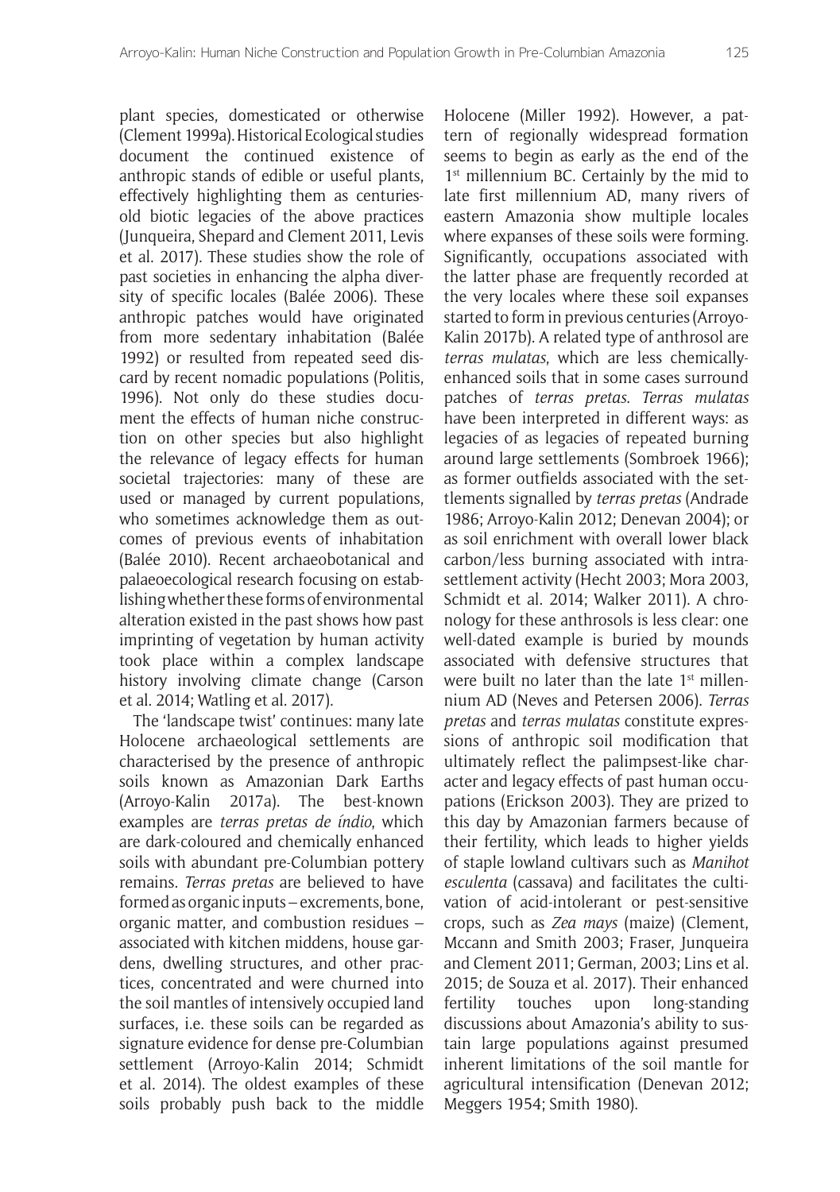plant species, domesticated or otherwise (Clement 1999a). Historical Ecological studies document the continued existence of anthropic stands of edible or useful plants, effectively highlighting them as centuries-old biotic legacies of the above practices (Junqueira, Shepard and Clement 2011, Levis et al. 2017). These studies show the role of past societies in enhancing the alpha diversity of specific locales (Balée 2006). These anthropic patches would have originated from more sedentary inhabitation (Balée 1992) or resulted from repeated seed discard by recent nomadic populations (Politis, 1996). Not only do these studies document the effects of human niche construction on other species but also highlight the relevance of legacy effects for human societal trajectories: many of these are used or managed by current populations, who sometimes acknowledge them as outcomes of previous events of inhabitation (Balée 2010). Recent archaeobotanical and palaeoecological research focusing on establishing whether these forms of environmental alteration existed in the past shows how past imprinting of vegetation by human activity took place within a complex landscape history involving climate change (Carson et al. 2014; Watling et al. 2017).

The 'landscape twist' continues: many late Holocene archaeological settlements are characterised by the presence of anthropic soils known as Amazonian Dark Earths (Arroyo-Kalin 2017a). The best-known examples are *terras pretas de índio*, which are dark-coloured and chemically enhanced soils with abundant pre-Columbian pottery remains. *Terras pretas* are believed to have formed as organic inputs – excrements, bone, organic matter, and combustion residues – associated with kitchen middens, house gardens, dwelling structures, and other practices, concentrated and were churned into the soil mantles of intensively occupied land surfaces, i.e. these soils can be regarded as signature evidence for dense pre-Columbian settlement (Arroyo-Kalin 2014; Schmidt et al. 2014). The oldest examples of these soils probably push back to the middle Holocene (Miller 1992). However, a pattern of regionally widespread formation seems to begin as early as the end of the 1st millennium BC. Certainly by the mid to late first millennium AD, many rivers of eastern Amazonia show multiple locales where expanses of these soils were forming. Significantly, occupations associated with the latter phase are frequently recorded at the very locales where these soil expanses started to form in previous centuries (Arroyo-Kalin 2017b). A related type of anthrosol are *terras mulatas*, which are less chemically-enhanced soils that in some cases surround patches of *terras pretas*. *Terras mulatas* have been interpreted in different ways: as legacies of as legacies of repeated burning around large settlements (Sombroek 1966); as former outfields associated with the settlements signalled by *terras pretas* (Andrade 1986; Arroyo-Kalin 2012; Denevan 2004); or as soil enrichment with overall lower black carbon/less burning associated with intra-settlement activity (Hecht 2003; Mora 2003, Schmidt et al. 2014; Walker 2011). A chronology for these anthrosols is less clear: one well-dated example is buried by mounds associated with defensive structures that were built no later than the late 1st millennium AD (Neves and Petersen 2006). *Terras pretas* and *terras mulatas* constitute expressions of anthropic soil modification that ultimately reflect the palimpsest-like character and legacy effects of past human occupations (Erickson 2003). They are prized to this day by Amazonian farmers because of their fertility, which leads to higher yields of staple lowland cultivars such as *Manihot esculenta* (cassava) and facilitates the cultivation of acid-intolerant or pest-sensitive crops, such as *Zea mays* (maize) (Clement, Mccann and Smith 2003; Fraser, Junqueira and Clement 2011; German, 2003; Lins et al. 2015; de Souza et al. 2017). Their enhanced fertility touches upon long-standing discussions about Amazonia's ability to sustain large populations against presumed inherent limitations of the soil mantle for agricultural intensification (Denevan 2012; Meggers 1954; Smith 1980).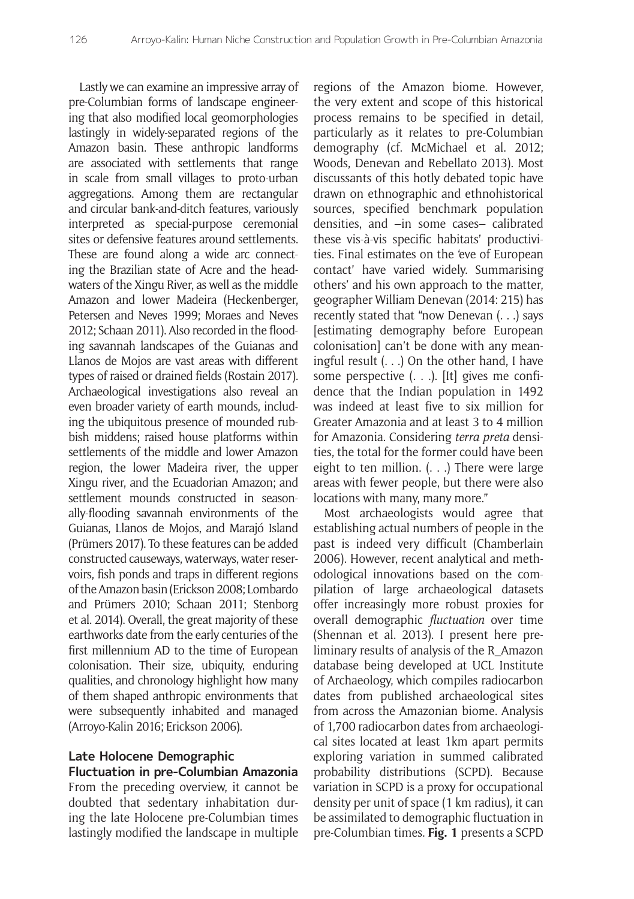Lastly we can examine an impressive array of pre-Columbian forms of landscape engineering that also modified local geomorphologies lastingly in widely-separated regions of the Amazon basin. These anthropic landforms are associated with settlements that range in scale from small villages to proto-urban aggregations. Among them are rectangular and circular bank-and-ditch features, variously interpreted as special-purpose ceremonial sites or defensive features around settlements. These are found along a wide arc connecting the Brazilian state of Acre and the headwaters of the Xingu River, as well as the middle Amazon and lower Madeira (Heckenberger, Petersen and Neves 1999; Moraes and Neves 2012; Schaan 2011). Also recorded in the flooding savannah landscapes of the Guianas and Llanos de Mojos are vast areas with different types of raised or drained fields (Rostain 2017). Archaeological investigations also reveal an even broader variety of earth mounds, including the ubiquitous presence of mounded rubbish middens; raised house platforms within settlements of the middle and lower Amazon region, the lower Madeira river, the upper Xingu river, and the Ecuadorian Amazon; and settlement mounds constructed in seasonally-flooding savannah environments of the Guianas, Llanos de Mojos, and Marajó Island (Prümers 2017). To these features can be added constructed causeways, waterways, water reservoirs, fish ponds and traps in different regions of the Amazon basin (Erickson 2008; Lombardo and Prümers 2010; Schaan 2011; Stenborg et al. 2014). Overall, the great majority of these earthworks date from the early centuries of the first millennium AD to the time of European colonisation. Their size, ubiquity, enduring qualities, and chronology highlight how many of them shaped anthropic environments that were subsequently inhabited and managed (Arroyo-Kalin 2016; Erickson 2006).

## Late Holocene Demographic Fluctuation in pre-Columbian Amazonia

From the preceding overview, it cannot be doubted that sedentary inhabitation during the late Holocene pre-Columbian times lastingly modified the landscape in multiple regions of the Amazon biome. However, the very extent and scope of this historical process remains to be specified in detail, particularly as it relates to pre-Columbian demography (cf. McMichael et al. 2012; Woods, Denevan and Rebellato 2013). Most discussants of this hotly debated topic have drawn on ethnographic and ethnohistorical sources, specified benchmark population densities, and –in some cases– calibrated these vis-à-vis specific habitats' productivities. Final estimates on the 'eve of European contact' have varied widely. Summarising others' and his own approach to the matter, geographer William Denevan (2014: 215) has recently stated that "now Denevan (. . .) says [estimating demography before European colonisation] can't be done with any meaningful result (. . .) On the other hand, I have some perspective (. . .). [It] gives me confidence that the Indian population in 1492 was indeed at least five to six million for Greater Amazonia and at least 3 to 4 million for Amazonia. Considering *terra preta* densities, the total for the former could have been eight to ten million. (. . .) There were large areas with fewer people, but there were also locations with many, many more."

Most archaeologists would agree that establishing actual numbers of people in the past is indeed very difficult (Chamberlain 2006). However, recent analytical and methodological innovations based on the compilation of large archaeological datasets offer increasingly more robust proxies for overall demographic *fluctuation* over time (Shennan et al. 2013). I present here preliminary results of analysis of the R_Amazon database being developed at UCL Institute of Archaeology, which compiles radiocarbon dates from published archaeological sites from across the Amazonian biome. Analysis of 1,700 radiocarbon dates from archaeological sites located at least 1km apart permits exploring variation in summed calibrated probability distributions (SCPD). Because variation in SCPD is a proxy for occupational density per unit of space (1 km radius), it can be assimilated to demographic fluctuation in pre-Columbian times. **Fig. 1** presents a SCPD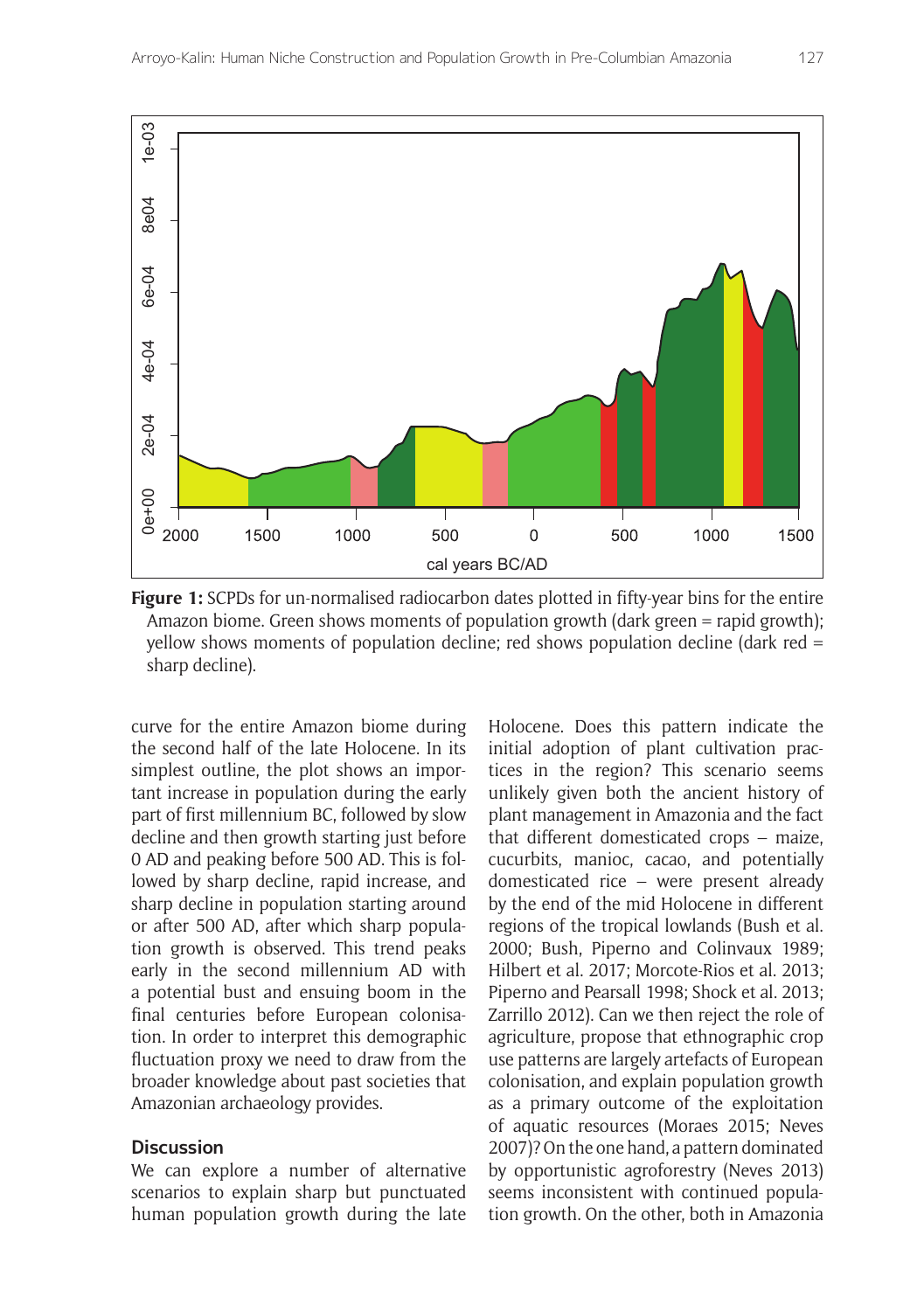**Figure 1:** SCPDs for un-normalised radiocarbon dates plotted in fifty-year bins for the entire Amazon biome. Green shows moments of population growth (dark green = rapid growth); yellow shows moments of population decline; red shows population decline (dark red = sharp decline).

curve for the entire Amazon biome during the second half of the late Holocene. In its simplest outline, the plot shows an important increase in population during the early part of first millennium BC, followed by slow decline and then growth starting just before 0 AD and peaking before 500 AD. This is followed by sharp decline, rapid increase, and sharp decline in population starting around or after 500 AD, after which sharp population growth is observed. This trend peaks early in the second millennium AD with a potential bust and ensuing boom in the final centuries before European colonisation. In order to interpret this demographic fluctuation proxy we need to draw from the broader knowledge about past societies that Amazonian archaeology provides.

## Discussion

We can explore a number of alternative scenarios to explain sharp but punctuated human population growth during the late Holocene. Does this pattern indicate the initial adoption of plant cultivation practices in the region? This scenario seems unlikely given both the ancient history of plant management in Amazonia and the fact that different domesticated crops – maize, cucurbits, manioc, cacao, and potentially domesticated rice – were present already by the end of the mid Holocene in different regions of the tropical lowlands (Bush et al. 2000; Bush, Piperno and Colinvaux 1989; Hilbert et al. 2017; Morcote-Rios et al. 2013; Piperno and Pearsall 1998; Shock et al. 2013; Zarrillo 2012). Can we then reject the role of agriculture, propose that ethnographic crop use patterns are largely artefacts of European colonisation, and explain population growth as a primary outcome of the exploitation of aquatic resources (Moraes 2015; Neves 2007)? On the one hand, a pattern dominated by opportunistic agroforestry (Neves 2013) seems inconsistent with continued population growth. On the other, both in Amazonia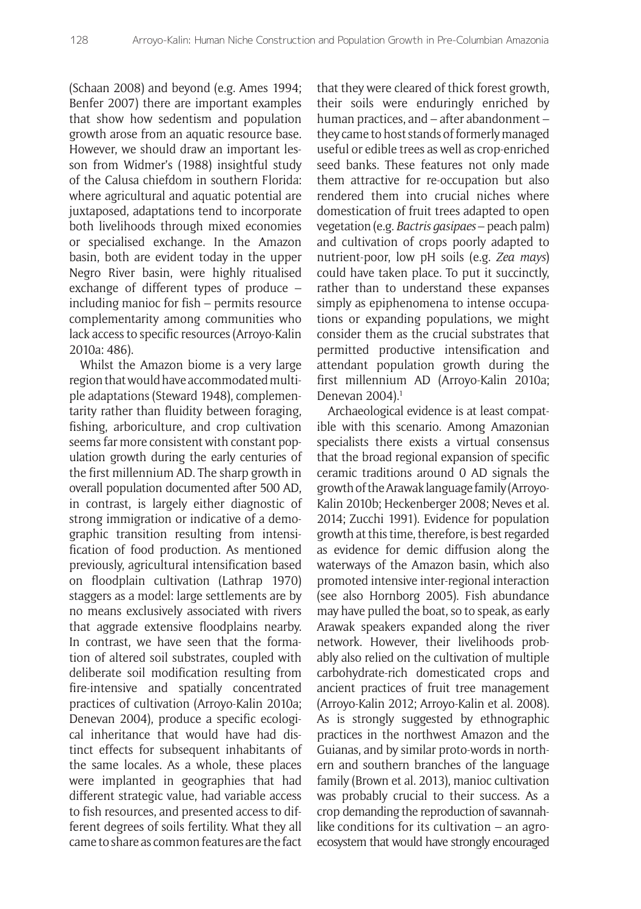(Schaan 2008) and beyond (e.g. Ames 1994; Benfer 2007) there are important examples that show how sedentism and population growth arose from an aquatic resource base. However, we should draw an important lesson from Widmer's (1988) insightful study of the Calusa chiefdom in southern Florida: where agricultural and aquatic potential are juxtaposed, adaptations tend to incorporate both livelihoods through mixed economies or specialised exchange. In the Amazon basin, both are evident today in the upper Negro River basin, were highly ritualised exchange of different types of produce – including manioc for fish – permits resource complementarity among communities who lack access to specific resources (Arroyo-Kalin 2010a: 486).

Whilst the Amazon biome is a very large region that would have accommodated multiple adaptations (Steward 1948), complementarity rather than fluidity between foraging, fishing, arboriculture, and crop cultivation seems far more consistent with constant population growth during the early centuries of the first millennium AD. The sharp growth in overall population documented after 500 AD, in contrast, is largely either diagnostic of strong immigration or indicative of a demographic transition resulting from intensification of food production. As mentioned previously, agricultural intensification based on floodplain cultivation (Lathrap 1970) staggers as a model: large settlements are by no means exclusively associated with rivers that aggrade extensive floodplains nearby. In contrast, we have seen that the formation of altered soil substrates, coupled with deliberate soil modification resulting from fire-intensive and spatially concentrated practices of cultivation (Arroyo-Kalin 2010a; Denevan 2004), produce a specific ecological inheritance that would have had distinct effects for subsequent inhabitants of the same locales. As a whole, these places were implanted in geographies that had different strategic value, had variable access to fish resources, and presented access to different degrees of soils fertility. What they all came to share as common features are the fact that they were cleared of thick forest growth, their soils were enduringly enriched by human practices, and – after abandonment – they came to host stands of formerly managed useful or edible trees as well as crop-enriched seed banks. These features not only made them attractive for re-occupation but also rendered them into crucial niches where domestication of fruit trees adapted to open vegetation (e.g. *Bactris gasipaes* – peach palm) and cultivation of crops poorly adapted to nutrient-poor, low pH soils (e.g. *Zea mays*) could have taken place. To put it succinctly, rather than to understand these expanses simply as epiphenomena to intense occupations or expanding populations, we might consider them as the crucial substrates that permitted productive intensification and attendant population growth during the first millennium AD (Arroyo-Kalin 2010a; Denevan 2004).[1]

Archaeological evidence is at least compatible with this scenario. Among Amazonian specialists there exists a virtual consensus that the broad regional expansion of specific ceramic traditions around 0 AD signals the growth of the Arawak language family (Arroyo-Kalin 2010b; Heckenberger 2008; Neves et al. 2014; Zucchi 1991). Evidence for population growth at this time, therefore, is best regarded as evidence for demic diffusion along the waterways of the Amazon basin, which also promoted intensive inter-regional interaction (see also Hornborg 2005). Fish abundance may have pulled the boat, so to speak, as early Arawak speakers expanded along the river network. However, their livelihoods probably also relied on the cultivation of multiple carbohydrate-rich domesticated crops and ancient practices of fruit tree management (Arroyo-Kalin 2012; Arroyo-Kalin et al. 2008). As is strongly suggested by ethnographic practices in the northwest Amazon and the Guianas, and by similar proto-words in northern and southern branches of the language family (Brown et al. 2013), manioc cultivation was probably crucial to their success. As a crop demanding the reproduction of savannah-like conditions for its cultivation – an agro-ecosystem that would have strongly encouraged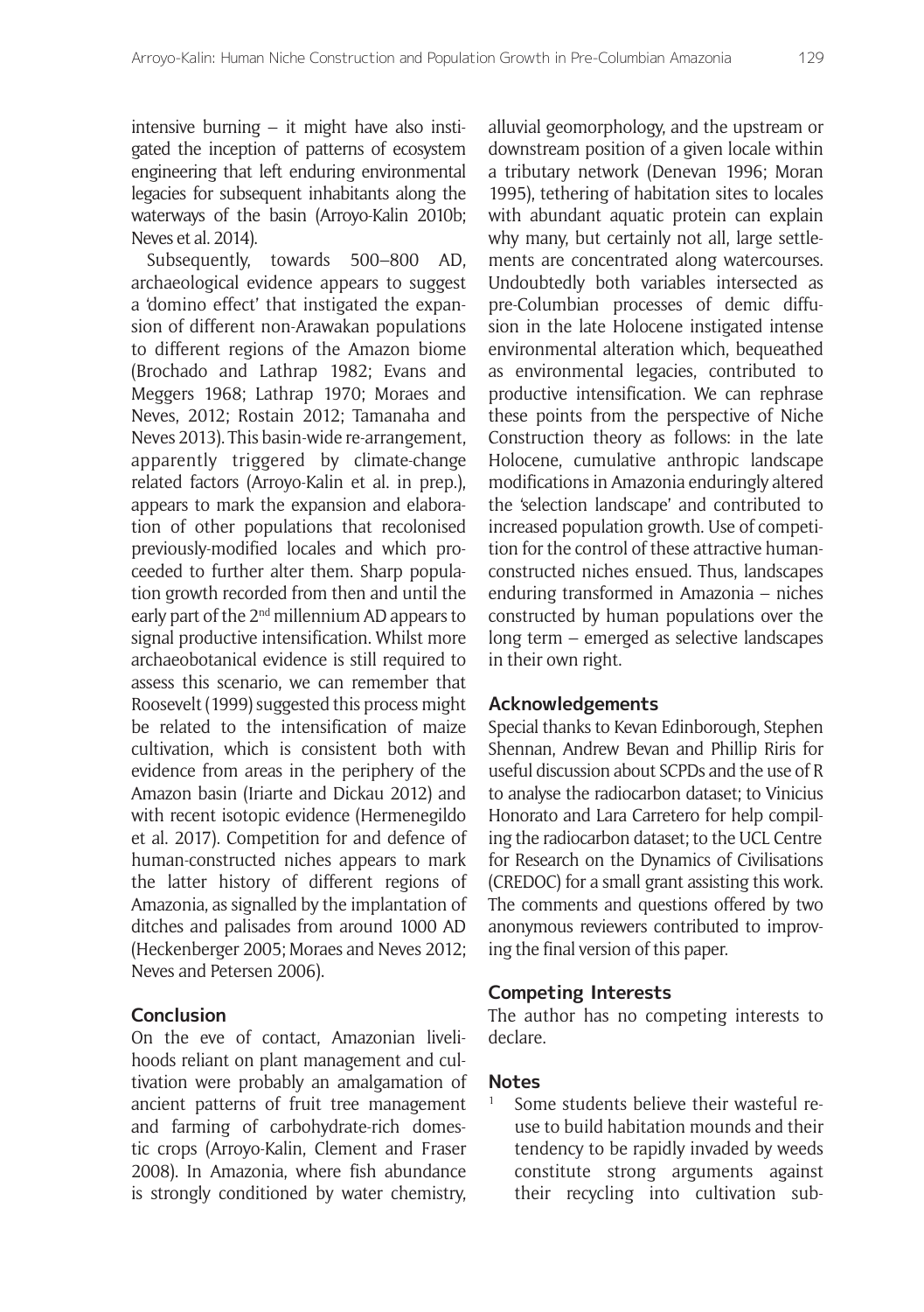intensive burning – it might have also instigated the inception of patterns of ecosystem engineering that left enduring environmental legacies for subsequent inhabitants along the waterways of the basin (Arroyo-Kalin 2010b; Neves et al. 2014).

Subsequently, towards 500–800 AD, archaeological evidence appears to suggest a 'domino effect' that instigated the expansion of different non-Arawakan populations to different regions of the Amazon biome (Brochado and Lathrap 1982; Evans and Meggers 1968; Lathrap 1970; Moraes and Neves, 2012; Rostain 2012; Tamanaha and Neves 2013). This basin-wide re-arrangement, apparently triggered by climate-change related factors (Arroyo-Kalin et al. in prep.), appears to mark the expansion and elaboration of other populations that recolonised previously-modified locales and which proceeded to further alter them. Sharp population growth recorded from then and until the early part of the 2[nd] millennium AD appears to signal productive intensification. Whilst more archaeobotanical evidence is still required to assess this scenario, we can remember that Roosevelt (1999) suggested this process might be related to the intensification of maize cultivation, which is consistent both with evidence from areas in the periphery of the Amazon basin (Iriarte and Dickau 2012) and with recent isotopic evidence (Hermenegildo et al. 2017). Competition for and defence of human-constructed niches appears to mark the latter history of different regions of Amazonia, as signalled by the implantation of ditches and palisades from around 1000 AD (Heckenberger 2005; Moraes and Neves 2012; Neves and Petersen 2006).

## Conclusion

On the eve of contact, Amazonian livelihoods reliant on plant management and cultivation were probably an amalgamation of ancient patterns of fruit tree management and farming of carbohydrate-rich domestic crops (Arroyo-Kalin, Clement and Fraser 2008). In Amazonia, where fish abundance is strongly conditioned by water chemistry, alluvial geomorphology, and the upstream or downstream position of a given locale within a tributary network (Denevan 1996; Moran 1995), tethering of habitation sites to locales with abundant aquatic protein can explain why many, but certainly not all, large settlements are concentrated along watercourses. Undoubtedly both variables intersected as pre-Columbian processes of demic diffusion in the late Holocene instigated intense environmental alteration which, bequeathed as environmental legacies, contributed to productive intensification. We can rephrase these points from the perspective of Niche Construction theory as follows: in the late Holocene, cumulative anthropic landscape modifications in Amazonia enduringly altered the 'selection landscape' and contributed to increased population growth. Use of competition for the control of these attractive human-constructed niches ensued. Thus, landscapes enduring transformed in Amazonia – niches constructed by human populations over the long term – emerged as selective landscapes in their own right.

## Acknowledgements

Special thanks to Kevan Edinborough, Stephen Shennan, Andrew Bevan and Phillip Riris for useful discussion about SCPDs and the use of R to analyse the radiocarbon dataset; to Vinicius Honorato and Lara Carretero for help compiling the radiocarbon dataset; to the UCL Centre for Research on the Dynamics of Civilisations (CREDOC) for a small grant assisting this work. The comments and questions offered by two anonymous reviewers contributed to improving the final version of this paper.

## Competing Interests

The author has no competing interests to declare.

## Notes

[1] Some students believe their wasteful reuse to build habitation mounds and their tendency to be rapidly invaded by weeds constitute strong arguments against their recycling into cultivation sub-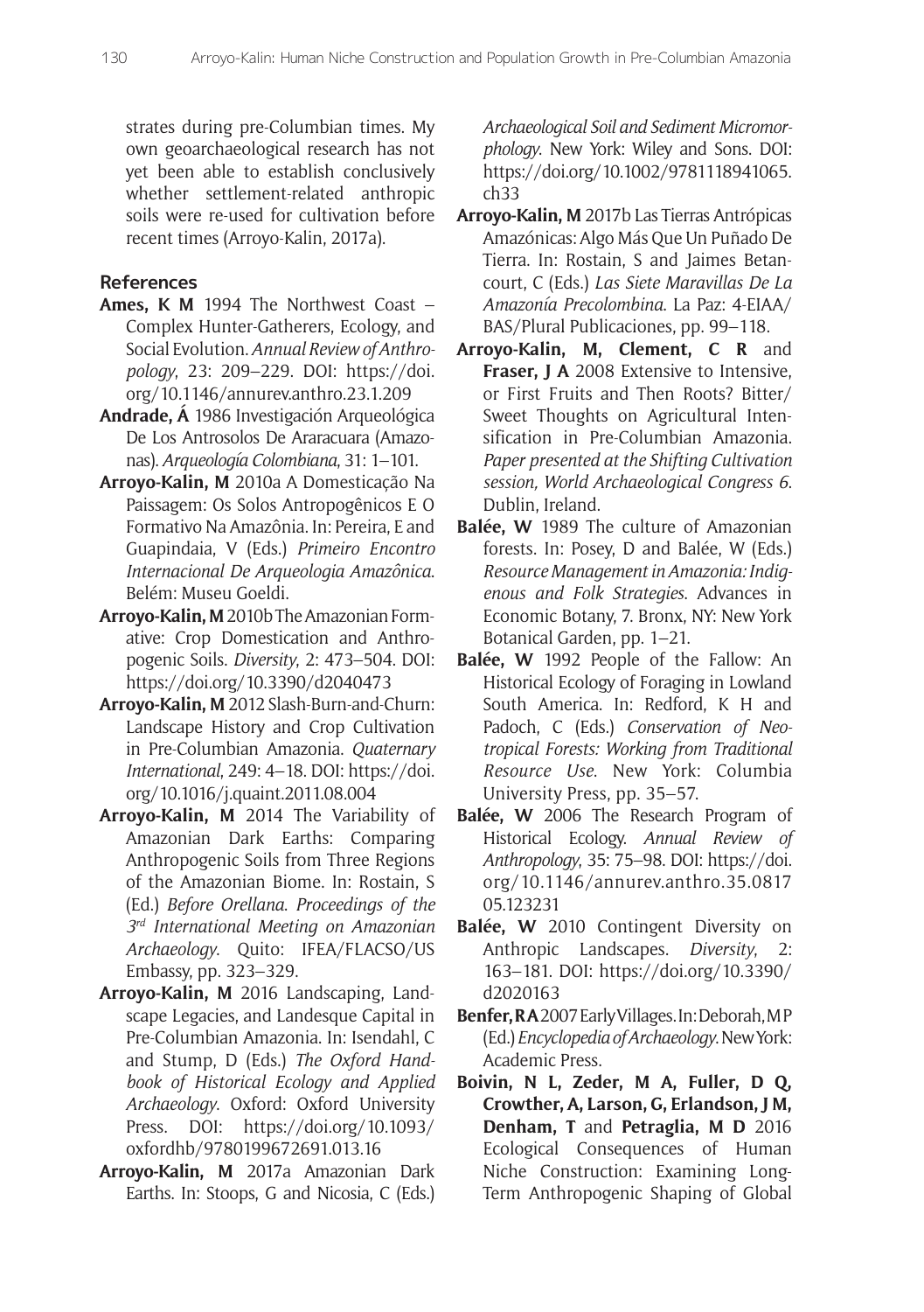strates during pre-Columbian times. My own geoarchaeological research has not yet been able to establish conclusively whether settlement-related anthropic soils were re-used for cultivation before recent times (Arroyo-Kalin, 2017a).

## References

**Ames, K M** 1994 The Northwest Coast – Complex Hunter-Gatherers, Ecology, and Social Evolution. *Annual Review of Anthropology*, 23: 209–229. DOI: https://doi.org/10.1146/annurev.anthro.23.1.209

**Andrade, Á** 1986 Investigación Arqueológica De Los Antrosolos De Araracuara (Amazonas). *Arqueología Colombiana*, 31: 1–101.

**Arroyo-Kalin, M** 2010a A Domesticação Na Paissagem: Os Solos Antropogênicos E O Formativo Na Amazônia. In: Pereira, E and Guapindaia, V (Eds.) *Primeiro Encontro Internacional De Arqueologia Amazônica*. Belém: Museu Goeldi.

**Arroyo-Kalin, M** 2010b The Amazonian Formative: Crop Domestication and Anthropogenic Soils. *Diversity*, 2: 473–504. DOI: https://doi.org/10.3390/d2040473

**Arroyo-Kalin, M** 2012 Slash-Burn-and-Churn: Landscape History and Crop Cultivation in Pre-Columbian Amazonia. *Quaternary International*, 249: 4–18. DOI: https://doi.org/10.1016/j.quaint.2011.08.004

**Arroyo-Kalin, M** 2014 The Variability of Amazonian Dark Earths: Comparing Anthropogenic Soils from Three Regions of the Amazonian Biome. In: Rostain, S (Ed.) *Before Orellana. Proceedings of the 3rd International Meeting on Amazonian Archaeology*. Quito: IFEA/FLACSO/US Embassy, pp. 323–329.

**Arroyo-Kalin, M** 2016 Landscaping, Landscape Legacies, and Landesque Capital in Pre-Columbian Amazonia. In: Isendahl, C and Stump, D (Eds.) *The Oxford Handbook of Historical Ecology and Applied Archaeology*. Oxford: Oxford University Press. DOI: https://doi.org/10.1093/oxfordhb/9780199672691.013.16

**Arroyo-Kalin, M** 2017a Amazonian Dark Earths. In: Stoops, G and Nicosia, C (Eds.) *Archaeological Soil and Sediment Micromorphology*. New York: Wiley and Sons. DOI: https://doi.org/10.1002/9781118941065.ch33

**Arroyo-Kalin, M** 2017b Las Tierras Antrópicas Amazónicas: Algo Más Que Un Puñado De Tierra. In: Rostain, S and Jaimes Betancourt, C (Eds.) *Las Siete Maravillas De La Amazonía Precolombina*. La Paz: 4-EIAA/BAS/Plural Publicaciones, pp. 99–118.

**Arroyo-Kalin, M, Clement, C R** and **Fraser, J A** 2008 Extensive to Intensive, or First Fruits and Then Roots? Bitter/Sweet Thoughts on Agricultural Intensification in Pre-Columbian Amazonia. *Paper presented at the Shifting Cultivation session, World Archaeological Congress 6*. Dublin, Ireland.

**Balée, W** 1989 The culture of Amazonian forests. In: Posey, D and Balée, W (Eds.) *Resource Management in Amazonia: Indigenous and Folk Strategies*. Advances in Economic Botany, 7. Bronx, NY: New York Botanical Garden, pp. 1–21.

**Balée, W** 1992 People of the Fallow: An Historical Ecology of Foraging in Lowland South America. In: Redford, K H and Padoch, C (Eds.) *Conservation of Neotropical Forests: Working from Traditional Resource Use*. New York: Columbia University Press, pp. 35–57.

**Balée, W** 2006 The Research Program of Historical Ecology. *Annual Review of Anthropology*, 35: 75–98. DOI: https://doi.org/10.1146/annurev.anthro.35.081705.123231

**Balée, W** 2010 Contingent Diversity on Anthropic Landscapes. *Diversity*, 2: 163–181. DOI: https://doi.org/10.3390/d2020163

**Benfer, R A** 2007 Early Villages. In: Deborah, M P (Ed.) *Encyclopedia of Archaeology*. New York: Academic Press.

**Boivin, N L, Zeder, M A, Fuller, D Q, Crowther, A, Larson, G, Erlandson, J M, Denham, T** and **Petraglia, M D** 2016 Ecological Consequences of Human Niche Construction: Examining Long-Term Anthropogenic Shaping of Global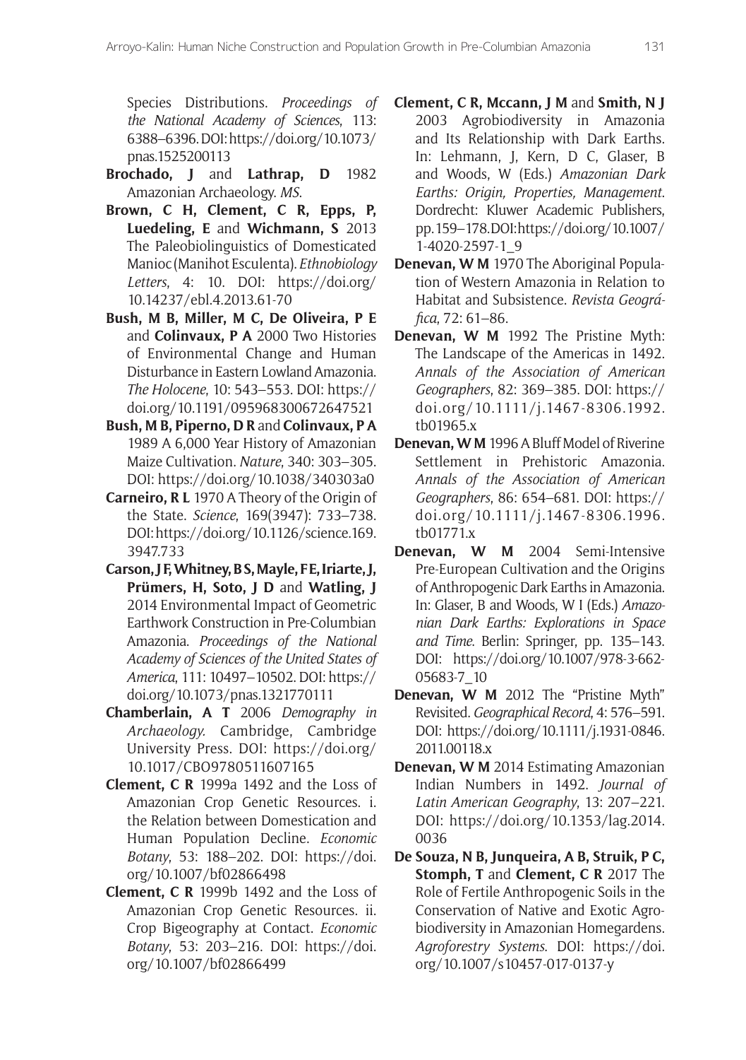Species Distributions. *Proceedings of the National Academy of Sciences*, 113: 6388–6396. DOI: https://doi.org/10.1073/pnas.1525200113

**Brochado, J** and **Lathrap, D** 1982 Amazonian Archaeology. *MS*.

**Brown, C H, Clement, C R, Epps, P, Luedeling, E** and **Wichmann, S** 2013 The Paleobiolinguistics of Domesticated Manioc (Manihot Esculenta). *Ethnobiology Letters*, 4: 10. DOI: https://doi.org/10.14237/ebl.4.2013.61-70

**Bush, M B, Miller, M C, De Oliveira, P E** and **Colinvaux, P A** 2000 Two Histories of Environmental Change and Human Disturbance in Eastern Lowland Amazonia. *The Holocene*, 10: 543–553. DOI: https://doi.org/10.1191/095968300672647521

**Bush, M B, Piperno, D R** and **Colinvaux, P A** 1989 A 6,000 Year History of Amazonian Maize Cultivation. *Nature*, 340: 303–305. DOI: https://doi.org/10.1038/340303a0

**Carneiro, R L** 1970 A Theory of the Origin of the State. *Science*, 169(3947): 733–738. DOI: https://doi.org/10.1126/science.169.3947.733

**Carson, J F, Whitney, B S, Mayle, F E, Iriarte, J, Prümers, H, Soto, J D** and **Watling, J** 2014 Environmental Impact of Geometric Earthwork Construction in Pre-Columbian Amazonia. *Proceedings of the National Academy of Sciences of the United States of America*, 111: 10497–10502. DOI: https://doi.org/10.1073/pnas.1321770111

**Chamberlain, A T** 2006 *Demography in Archaeology.* Cambridge, Cambridge University Press. DOI: https://doi.org/10.1017/CBO9780511607165

**Clement, C R** 1999a 1492 and the Loss of Amazonian Crop Genetic Resources. i. the Relation between Domestication and Human Population Decline. *Economic Botany*, 53: 188–202. DOI: https://doi.org/10.1007/bf02866498

**Clement, C R** 1999b 1492 and the Loss of Amazonian Crop Genetic Resources. ii. Crop Bigeography at Contact. *Economic Botany*, 53: 203–216. DOI: https://doi.org/10.1007/bf02866499

**Clement, C R, Mccann, J M** and **Smith, N J** 2003 Agrobiodiversity in Amazonia and Its Relationship with Dark Earths. In: Lehmann, J, Kern, D C, Glaser, B and Woods, W (Eds.) *Amazonian Dark Earths: Origin, Properties, Management*. Dordrecht: Kluwer Academic Publishers, pp. 159–178. DOI: https://doi.org/10.1007/1-4020-2597-1_9

**Denevan, W M** 1970 The Aboriginal Population of Western Amazonia in Relation to Habitat and Subsistence. *Revista Geográfica*, 72: 61–86.

**Denevan, W M** 1992 The Pristine Myth: The Landscape of the Americas in 1492. *Annals of the Association of American Geographers*, 82: 369–385. DOI: https://doi.org/10.1111/j.1467-8306.1992.tb01965.x

**Denevan, W M** 1996 A Bluff Model of Riverine Settlement in Prehistoric Amazonia. *Annals of the Association of American Geographers*, 86: 654–681. DOI: https://doi.org/10.1111/j.1467-8306.1996.tb01771.x

**Denevan, W M** 2004 Semi-Intensive Pre-European Cultivation and the Origins of Anthropogenic Dark Earths in Amazonia. In: Glaser, B and Woods, W I (Eds.) *Amazonian Dark Earths: Explorations in Space and Time*. Berlin: Springer, pp. 135–143. DOI: https://doi.org/10.1007/978-3-662-05683-7_10

**Denevan, W M** 2012 The "Pristine Myth" Revisited. *Geographical Record*, 4: 576–591. DOI: https://doi.org/10.1111/j.1931-0846.2011.00118.x

**Denevan, W M** 2014 Estimating Amazonian Indian Numbers in 1492. *Journal of Latin American Geography*, 13: 207–221. DOI: https://doi.org/10.1353/lag.2014.0036

**De Souza, N B, Junqueira, A B, Struik, P C, Stomph, T** and **Clement, C R** 2017 The Role of Fertile Anthropogenic Soils in the Conservation of Native and Exotic Agrobiodiversity in Amazonian Homegardens. *Agroforestry Systems*. DOI: https://doi.org/10.1007/s10457-017-0137-y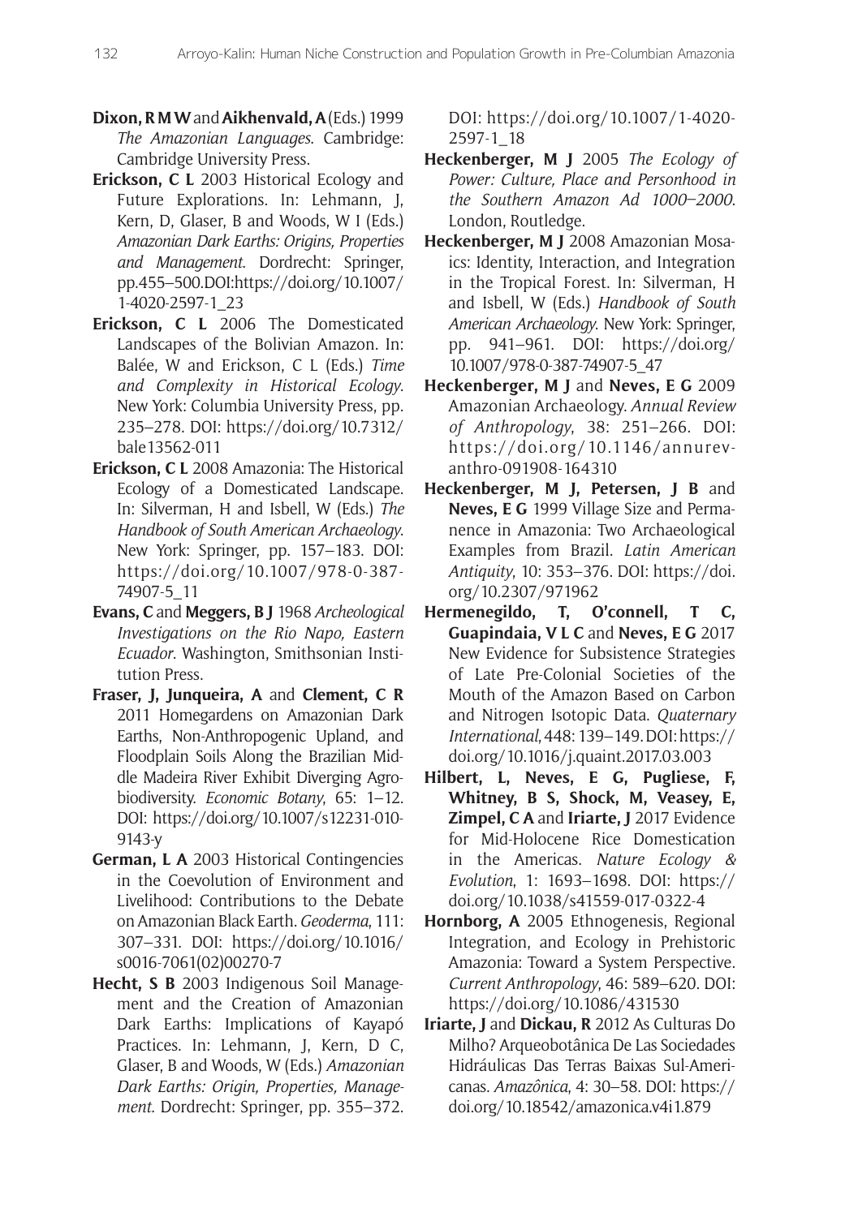**Dixon, R M W** and **Aikhenvald, A** (Eds.) 1999 *The Amazonian Languages*. Cambridge: Cambridge University Press.

**Erickson, C L** 2003 Historical Ecology and Future Explorations. In: Lehmann, J, Kern, D, Glaser, B and Woods, W I (Eds.) *Amazonian Dark Earths: Origins, Properties and Management*. Dordrecht: Springer, pp.455–500.DOI:https://doi.org/10.1007/1-4020-2597-1_23

**Erickson, C L** 2006 The Domesticated Landscapes of the Bolivian Amazon. In: Balée, W and Erickson, C L (Eds.) *Time and Complexity in Historical Ecology*. New York: Columbia University Press, pp. 235–278. DOI: https://doi.org/10.7312/bale13562-011

**Erickson, C L** 2008 Amazonia: The Historical Ecology of a Domesticated Landscape. In: Silverman, H and Isbell, W (Eds.) *The Handbook of South American Archaeology*. New York: Springer, pp. 157–183. DOI: https://doi.org/10.1007/978-0-387-74907-5_11

**Evans, C** and **Meggers, B J** 1968 *Archeological Investigations on the Rio Napo, Eastern Ecuador*. Washington, Smithsonian Institution Press.

**Fraser, J, Junqueira, A** and **Clement, C R** 2011 Homegardens on Amazonian Dark Earths, Non-Anthropogenic Upland, and Floodplain Soils Along the Brazilian Middle Madeira River Exhibit Diverging Agrobiodiversity. *Economic Botany*, 65: 1–12. DOI: https://doi.org/10.1007/s12231-010-9143-y

**German, L A** 2003 Historical Contingencies in the Coevolution of Environment and Livelihood: Contributions to the Debate on Amazonian Black Earth. *Geoderma*, 111: 307–331. DOI: https://doi.org/10.1016/s0016-7061(02)00270-7

**Hecht, S B** 2003 Indigenous Soil Management and the Creation of Amazonian Dark Earths: Implications of Kayapó Practices. In: Lehmann, J, Kern, D C, Glaser, B and Woods, W (Eds.) *Amazonian Dark Earths: Origin, Properties, Management*. Dordrecht: Springer, pp. 355–372. DOI: https://doi.org/10.1007/1-4020-2597-1_18

**Heckenberger, M J** 2005 *The Ecology of Power: Culture, Place and Personhood in the Southern Amazon Ad 1000–2000*. London, Routledge.

**Heckenberger, M J** 2008 Amazonian Mosaics: Identity, Interaction, and Integration in the Tropical Forest. In: Silverman, H and Isbell, W (Eds.) *Handbook of South American Archaeology*. New York: Springer, pp. 941–961. DOI: https://doi.org/10.1007/978-0-387-74907-5_47

**Heckenberger, M J** and **Neves, E G** 2009 Amazonian Archaeology. *Annual Review of Anthropology*, 38: 251–266. DOI: https://doi.org/10.1146/annurev-anthro-091908-164310

**Heckenberger, M J, Petersen, J B** and **Neves, E G** 1999 Village Size and Permanence in Amazonia: Two Archaeological Examples from Brazil. *Latin American Antiquity*, 10: 353–376. DOI: https://doi.org/10.2307/971962

**Hermenegildo, T, O'connell, T C, Guapindaia, V L C** and **Neves, E G** 2017 New Evidence for Subsistence Strategies of Late Pre-Colonial Societies of the Mouth of the Amazon Based on Carbon and Nitrogen Isotopic Data. *Quaternary International*, 448: 139–149. DOI: https://doi.org/10.1016/j.quaint.2017.03.003

**Hilbert, L, Neves, E G, Pugliese, F, Whitney, B S, Shock, M, Veasey, E, Zimpel, C A** and **Iriarte, J** 2017 Evidence for Mid-Holocene Rice Domestication in the Americas. *Nature Ecology & Evolution*, 1: 1693–1698. DOI: https://doi.org/10.1038/s41559-017-0322-4

**Hornborg, A** 2005 Ethnogenesis, Regional Integration, and Ecology in Prehistoric Amazonia: Toward a System Perspective. *Current Anthropology*, 46: 589–620. DOI: https://doi.org/10.1086/431530

**Iriarte, J** and **Dickau, R** 2012 As Culturas Do Milho? Arqueobotânica De Las Sociedades Hidráulicas Das Terras Baixas Sul-Americanas. *Amazônica*, 4: 30–58. DOI: https://doi.org/10.18542/amazonica.v4i1.879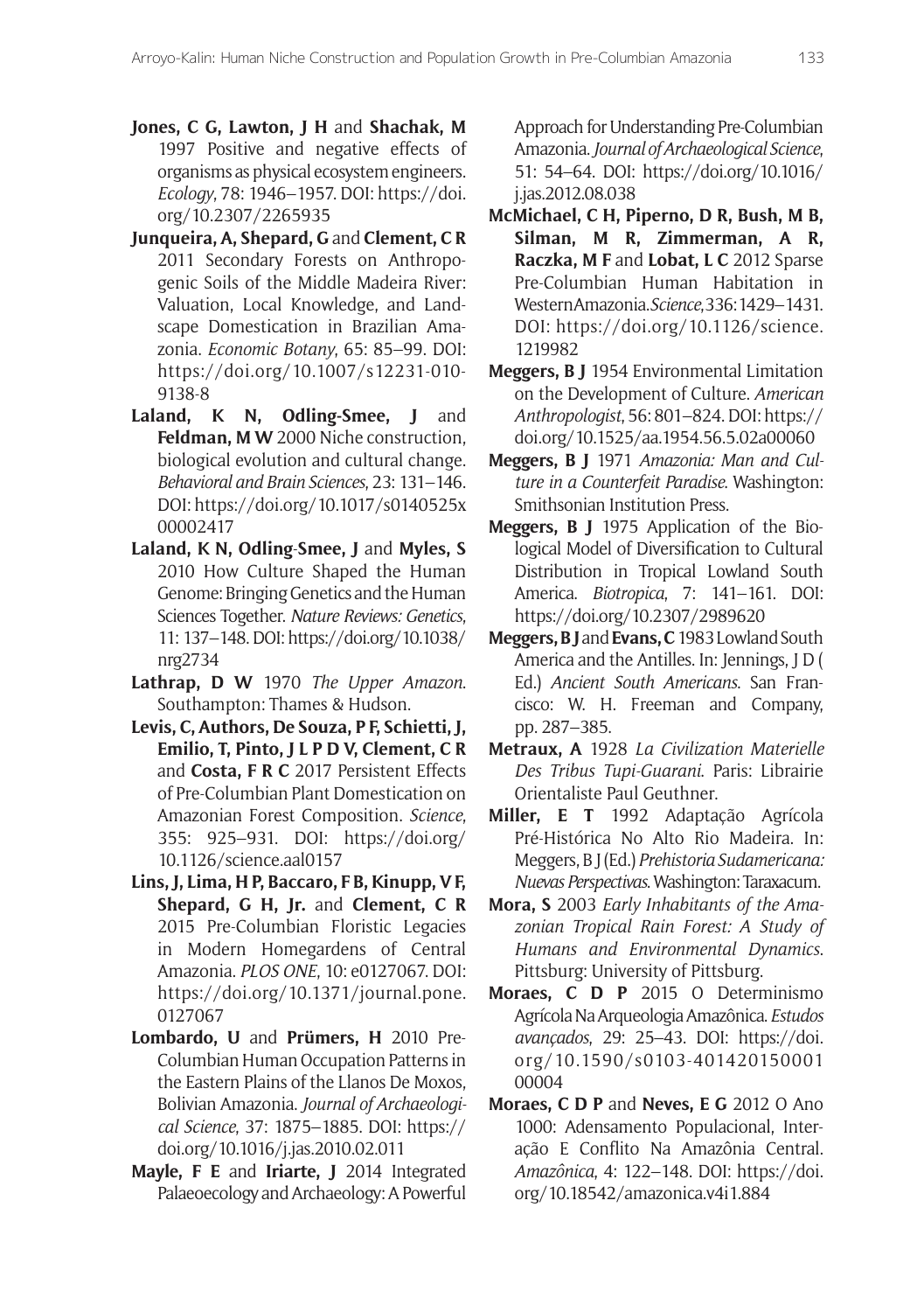**Jones, C G, Lawton, J H** and **Shachak, M** 1997 Positive and negative effects of organisms as physical ecosystem engineers. *Ecology*, 78: 1946–1957. DOI: https://doi.org/10.2307/2265935

**Junqueira, A, Shepard, G** and **Clement, C R** 2011 Secondary Forests on Anthropogenic Soils of the Middle Madeira River: Valuation, Local Knowledge, and Landscape Domestication in Brazilian Amazonia. *Economic Botany*, 65: 85–99. DOI: https://doi.org/10.1007/s12231-010-9138-8

**Laland, K N, Odling-Smee, J** and **Feldman, M W** 2000 Niche construction, biological evolution and cultural change. *Behavioral and Brain Sciences*, 23: 131–146. DOI: https://doi.org/10.1017/s0140525x00002417

**Laland, K N, Odling-Smee, J** and **Myles, S** 2010 How Culture Shaped the Human Genome: Bringing Genetics and the Human Sciences Together. *Nature Reviews: Genetics*, 11: 137–148. DOI: https://doi.org/10.1038/nrg2734

**Lathrap, D W** 1970 *The Upper Amazon*. Southampton: Thames & Hudson.

**Levis, C, Authors, De Souza, P F, Schietti, J, Emilio, T, Pinto, J L P D V, Clement, C R** and **Costa, F R C** 2017 Persistent Effects of Pre-Columbian Plant Domestication on Amazonian Forest Composition. *Science*, 355: 925–931. DOI: https://doi.org/10.1126/science.aal0157

**Lins, J, Lima, H P, Baccaro, F B, Kinupp, V F, Shepard, G H, Jr.** and **Clement, C R** 2015 Pre-Columbian Floristic Legacies in Modern Homegardens of Central Amazonia. *PLOS ONE*, 10: e0127067. DOI: https://doi.org/10.1371/journal.pone.0127067

**Lombardo, U** and **Prümers, H** 2010 Pre-Columbian Human Occupation Patterns in the Eastern Plains of the Llanos De Moxos, Bolivian Amazonia. *Journal of Archaeological Science*, 37: 1875–1885. DOI: https://doi.org/10.1016/j.jas.2010.02.011

**Mayle, F E** and **Iriarte, J** 2014 Integrated Palaeoecology and Archaeology: A Powerful Approach for Understanding Pre-Columbian Amazonia. *Journal of Archaeological Science*, 51: 54–64. DOI: https://doi.org/10.1016/j.jas.2012.08.038

**McMichael, C H, Piperno, D R, Bush, M B, Silman, M R, Zimmerman, A R, Raczka, M F** and **Lobat, L C** 2012 Sparse Pre-Columbian Human Habitation in Western Amazonia. *Science*, 336: 1429–1431. DOI: https://doi.org/10.1126/science.1219982

**Meggers, B J** 1954 Environmental Limitation on the Development of Culture. *American Anthropologist*, 56: 801–824. DOI: https://doi.org/10.1525/aa.1954.56.5.02a00060

**Meggers, B J** 1971 *Amazonia: Man and Culture in a Counterfeit Paradise*. Washington: Smithsonian Institution Press.

**Meggers, B J** 1975 Application of the Biological Model of Diversification to Cultural Distribution in Tropical Lowland South America. *Biotropica*, 7: 141–161. DOI: https://doi.org/10.2307/2989620

**Meggers, B J** and **Evans, C** 1983 Lowland South America and the Antilles. In: Jennings, J D ( Ed.) *Ancient South Americans*. San Francisco: W. H. Freeman and Company, pp. 287–385.

**Metraux, A** 1928 *La Civilization Materielle Des Tribus Tupi-Guarani*. Paris: Librairie Orientaliste Paul Geuthner.

**Miller, E T** 1992 Adaptação Agrícola Pré-Histórica No Alto Rio Madeira. In: Meggers, B J (Ed.) *Prehistoria Sudamericana: Nuevas Perspectivas*. Washington: Taraxacum.

**Mora, S** 2003 *Early Inhabitants of the Amazonian Tropical Rain Forest: A Study of Humans and Environmental Dynamics*. Pittsburg: University of Pittsburg.

**Moraes, C D P** 2015 O Determinismo Agrícola Na Arqueologia Amazônica. *Estudos avançados*, 29: 25–43. DOI: https://doi.org/10.1590/s0103-40142015000100004

**Moraes, C D P** and **Neves, E G** 2012 O Ano 1000: Adensamento Populacional, Interação E Conflito Na Amazônia Central. *Amazônica*, 4: 122–148. DOI: https://doi.org/10.18542/amazonica.v4i1.884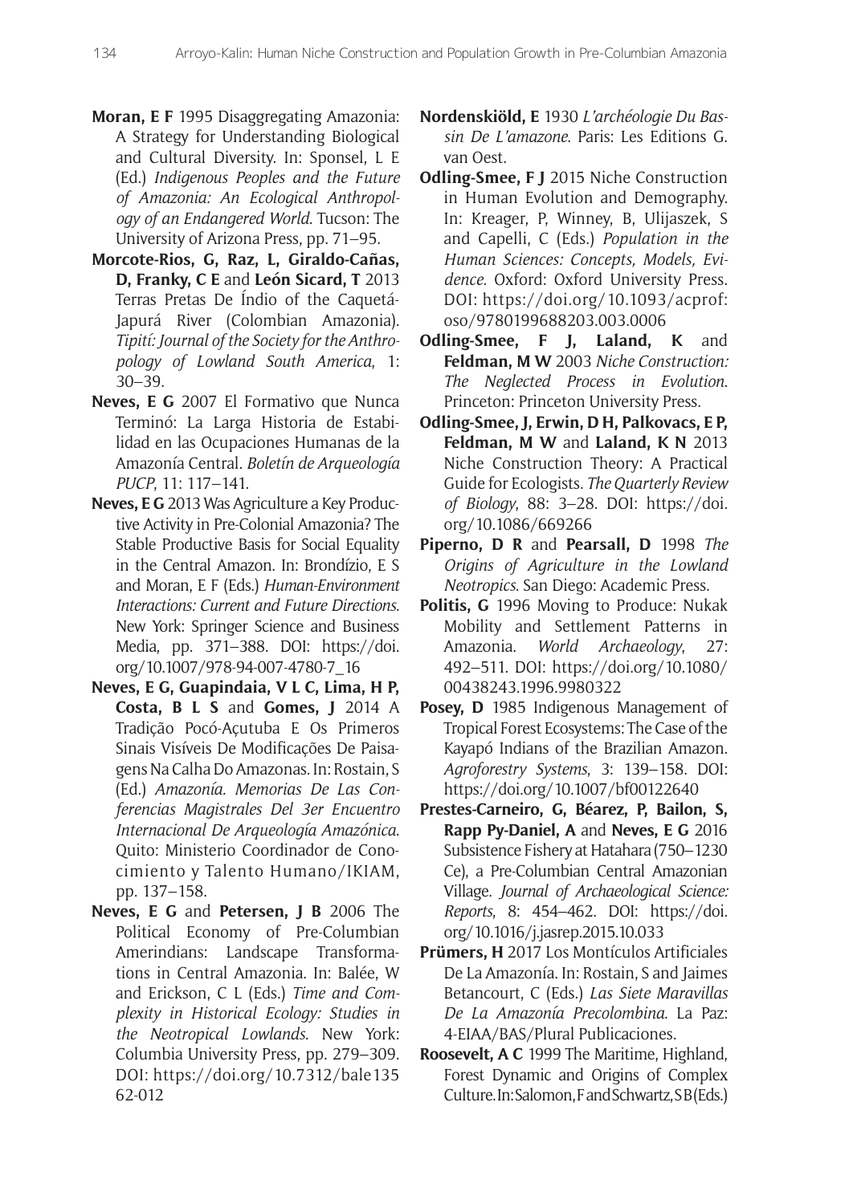**Moran, E F** 1995 Disaggregating Amazonia: A Strategy for Understanding Biological and Cultural Diversity. In: Sponsel, L E (Ed.) *Indigenous Peoples and the Future of Amazonia: An Ecological Anthropology of an Endangered World*. Tucson: The University of Arizona Press, pp. 71–95.

**Morcote-Rios, G, Raz, L, Giraldo-Cañas, D, Franky, C E** and **León Sicard, T** 2013 Terras Pretas De Índio of the Caquetá-Japurá River (Colombian Amazonia). *Tipití: Journal of the Society for the Anthropology of Lowland South America*, 1: 30–39.

**Neves, E G** 2007 El Formativo que Nunca Terminó: La Larga Historia de Estabilidad en las Ocupaciones Humanas de la Amazonía Central. *Boletín de Arqueología PUCP*, 11: 117–141.

**Neves, E G** 2013 Was Agriculture a Key Productive Activity in Pre-Colonial Amazonia? The Stable Productive Basis for Social Equality in the Central Amazon. In: Brondízio, E S and Moran, E F (Eds.) *Human-Environment Interactions: Current and Future Directions*. New York: Springer Science and Business Media, pp. 371–388. DOI: https://doi.org/10.1007/978-94-007-4780-7_16

**Neves, E G, Guapindaia, V L C, Lima, H P, Costa, B L S** and **Gomes, J** 2014 A Tradição Pocó-Açutuba E Os Primeros Sinais Visíveis De Modificações De Paisagens Na Calha Do Amazonas. In: Rostain, S (Ed.) *Amazonía. Memorias De Las Conferencias Magistrales Del 3er Encuentro Internacional De Arqueología Amazónica*. Quito: Ministerio Coordinador de Conocimiento y Talento Humano/IKIAM, pp. 137–158.

**Neves, E G** and **Petersen, J B** 2006 The Political Economy of Pre-Columbian Amerindians: Landscape Transformations in Central Amazonia. In: Balée, W and Erickson, C L (Eds.) *Time and Complexity in Historical Ecology: Studies in the Neotropical Lowlands*. New York: Columbia University Press, pp. 279–309. DOI: https://doi.org/10.7312/bale13562-012

**Nordenskiöld, E** 1930 *L'archéologie Du Bassin De L'amazone*. Paris: Les Editions G. van Oest.

**Odling-Smee, F J** 2015 Niche Construction in Human Evolution and Demography. In: Kreager, P, Winney, B, Ulijaszek, S and Capelli, C (Eds.) *Population in the Human Sciences: Concepts, Models, Evidence*. Oxford: Oxford University Press. DOI: https://doi.org/10.1093/acprof:oso/9780199688203.003.0006

**Odling-Smee, F J, Laland, K** and **Feldman, M W** 2003 *Niche Construction: The Neglected Process in Evolution*. Princeton: Princeton University Press.

**Odling-Smee, J, Erwin, D H, Palkovacs, E P, Feldman, M W** and **Laland, K N** 2013 Niche Construction Theory: A Practical Guide for Ecologists. *The Quarterly Review of Biology*, 88: 3–28. DOI: https://doi.org/10.1086/669266

**Piperno, D R** and **Pearsall, D** 1998 *The Origins of Agriculture in the Lowland Neotropics*. San Diego: Academic Press.

**Politis, G** 1996 Moving to Produce: Nukak Mobility and Settlement Patterns in Amazonia. *World Archaeology*, 27: 492–511. DOI: https://doi.org/10.1080/00438243.1996.9980322

**Posey, D** 1985 Indigenous Management of Tropical Forest Ecosystems: The Case of the Kayapó Indians of the Brazilian Amazon. *Agroforestry Systems*, 3: 139–158. DOI: https://doi.org/10.1007/bf00122640

**Prestes-Carneiro, G, Béarez, P, Bailon, S, Rapp Py-Daniel, A** and **Neves, E G** 2016 Subsistence Fishery at Hatahara (750–1230 Ce), a Pre-Columbian Central Amazonian Village. *Journal of Archaeological Science: Reports*, 8: 454–462. DOI: https://doi.org/10.1016/j.jasrep.2015.10.033

**Prümers, H** 2017 Los Montículos Artificiales De La Amazonía. In: Rostain, S and Jaimes Betancourt, C (Eds.) *Las Siete Maravillas De La Amazonía Precolombina*. La Paz: 4-EIAA/BAS/Plural Publicaciones.

**Roosevelt, A C** 1999 The Maritime, Highland, Forest Dynamic and Origins of Complex Culture. In: Salomon, F and Schwartz, S B (Eds.)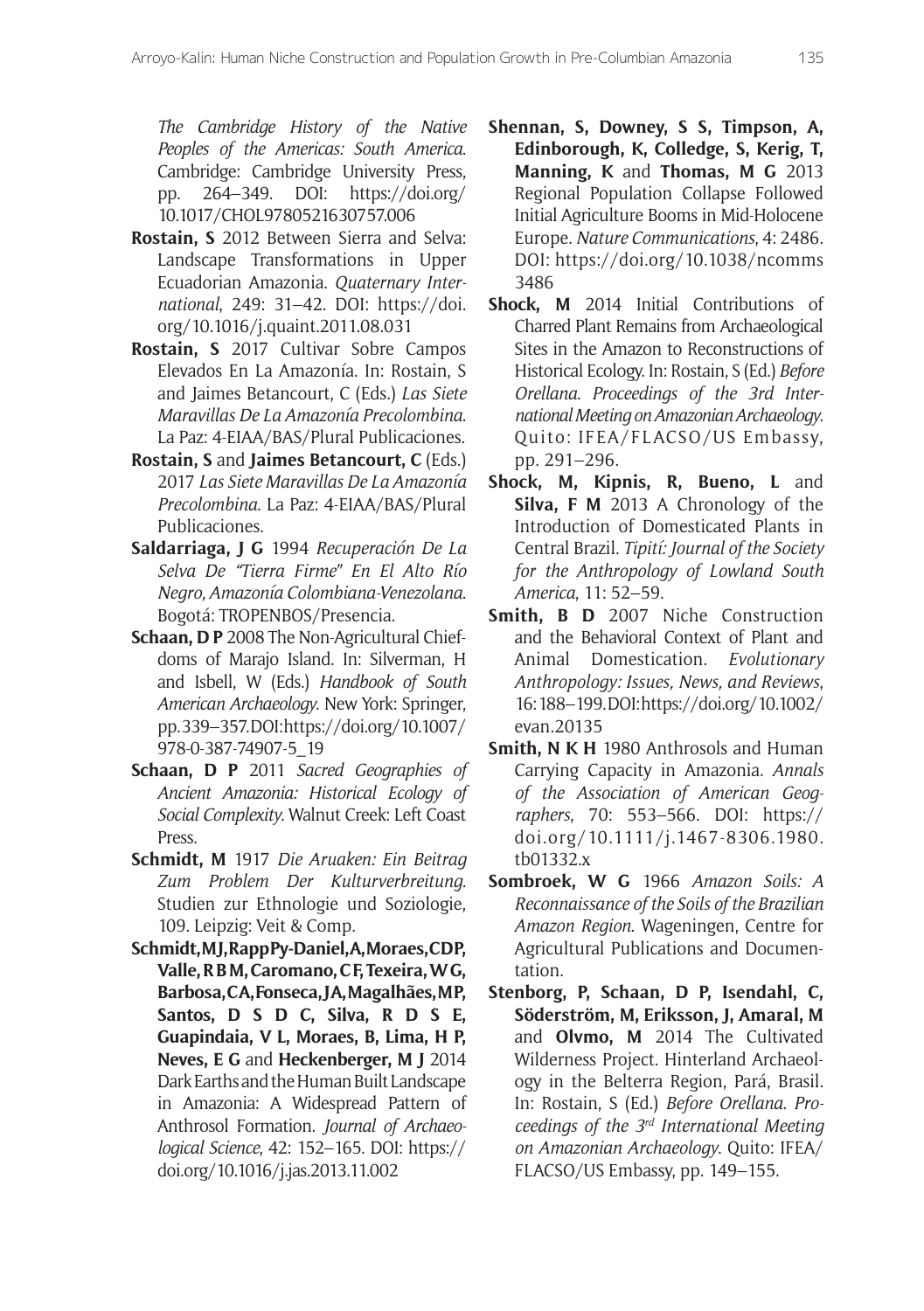*The Cambridge History of the Native Peoples of the Americas: South America*. Cambridge: Cambridge University Press, pp. 264–349. DOI: https://doi.org/10.1017/CHOL9780521630757.006

**Rostain, S** 2012 Between Sierra and Selva: Landscape Transformations in Upper Ecuadorian Amazonia. *Quaternary International*, 249: 31–42. DOI: https://doi.org/10.1016/j.quaint.2011.08.031

**Rostain, S** 2017 Cultivar Sobre Campos Elevados En La Amazonía. In: Rostain, S and Jaimes Betancourt, C (Eds.) *Las Siete Maravillas De La Amazonía Precolombina*. La Paz: 4-EIAA/BAS/Plural Publicaciones.

**Rostain, S** and **Jaimes Betancourt, C** (Eds.) 2017 *Las Siete Maravillas De La Amazonía Precolombina*. La Paz: 4-EIAA/BAS/Plural Publicaciones.

**Saldarriaga, J G** 1994 *Recuperación De La Selva De "Tierra Firme" En El Alto Río Negro, Amazonía Colombiana-Venezolana*. Bogotá: TROPENBOS/Presencia.

**Schaan, D P** 2008 The Non-Agricultural Chiefdoms of Marajo Island. In: Silverman, H and Isbell, W (Eds.) *Handbook of South American Archaeology*. New York: Springer, pp. 339–357. DOI: https://doi.org/10.1007/978-0-387-74907-5_19

**Schaan, D P** 2011 *Sacred Geographies of Ancient Amazonia: Historical Ecology of Social Complexity*. Walnut Creek: Left Coast Press.

**Schmidt, M** 1917 *Die Aruaken: Ein Beitrag Zum Problem Der Kulturverbreitung*. Studien zur Ethnologie und Soziologie, 109. Leipzig: Veit & Comp.

**Schmidt, M J, RappPy-Daniel, A, Moraes, C D P, Valle, R B M, Caromano, C F, Texeira, W G, Barbosa, C A, Fonseca, J A, Magalhães, M P, Santos, D S D C, Silva, R D S E, Guapindaia, V L, Moraes, B, Lima, H P, Neves, E G** and **Heckenberger, M J** 2014 Dark Earths and the Human Built Landscape in Amazonia: A Widespread Pattern of Anthrosol Formation. *Journal of Archaeological Science*, 42: 152–165. DOI: https://doi.org/10.1016/j.jas.2013.11.002

**Shennan, S, Downey, S S, Timpson, A, Edinborough, K, Colledge, S, Kerig, T, Manning, K** and **Thomas, M G** 2013 Regional Population Collapse Followed Initial Agriculture Booms in Mid-Holocene Europe. *Nature Communications*, 4: 2486. DOI: https://doi.org/10.1038/ncomms3486

**Shock, M** 2014 Initial Contributions of Charred Plant Remains from Archaeological Sites in the Amazon to Reconstructions of Historical Ecology. In: Rostain, S (Ed.) *Before Orellana. Proceedings of the 3rd International Meeting on Amazonian Archaeology*. Quito: IFEA/FLACSO/US Embassy, pp. 291–296.

**Shock, M, Kipnis, R, Bueno, L** and **Silva, F M** 2013 A Chronology of the Introduction of Domesticated Plants in Central Brazil. *Tipití: Journal of the Society for the Anthropology of Lowland South America*, 11: 52–59.

**Smith, B D** 2007 Niche Construction and the Behavioral Context of Plant and Animal Domestication. *Evolutionary Anthropology: Issues, News, and Reviews*, 16: 188–199. DOI: https://doi.org/10.1002/evan.20135

**Smith, N K H** 1980 Anthrosols and Human Carrying Capacity in Amazonia. *Annals of the Association of American Geographers*, 70: 553–566. DOI: https://doi.org/10.1111/j.1467-8306.1980.tb01332.x

**Sombroek, W G** 1966 *Amazon Soils: A Reconnaissance of the Soils of the Brazilian Amazon Region*. Wageningen, Centre for Agricultural Publications and Documentation.

**Stenborg, P, Schaan, D P, Isendahl, C, Söderström, M, Eriksson, J, Amaral, M** and **Olvmo, M** 2014 The Cultivated Wilderness Project. Hinterland Archaeology in the Belterra Region, Pará, Brasil. In: Rostain, S (Ed.) *Before Orellana. Proceedings of the 3rd International Meeting on Amazonian Archaeology*. Quito: IFEA/FLACSO/US Embassy, pp. 149–155.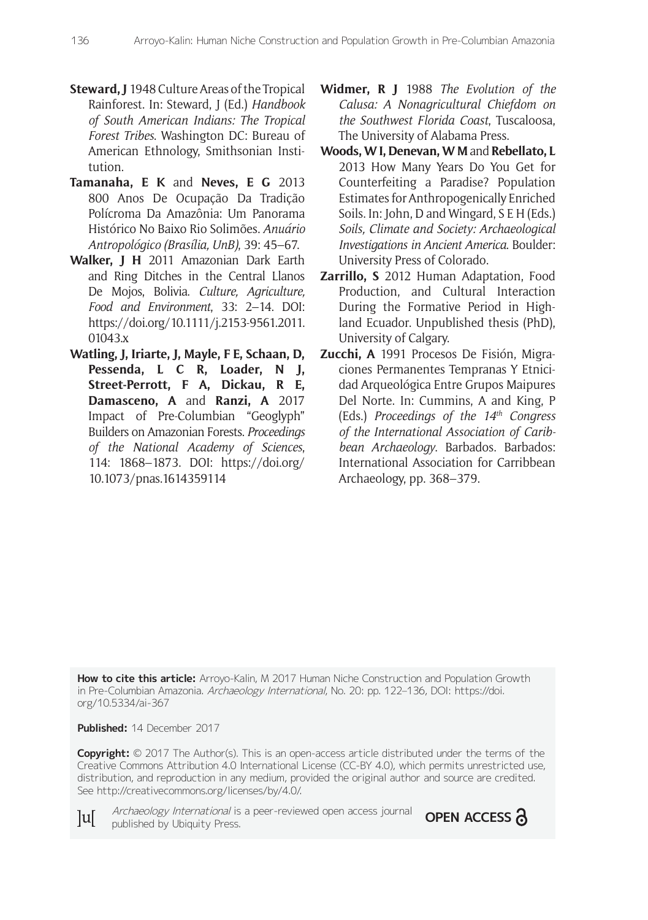**Steward, J** 1948 Culture Areas of the Tropical Rainforest. In: Steward, J (Ed.) *Handbook of South American Indians: The Tropical Forest Tribes*. Washington DC: Bureau of American Ethnology, Smithsonian Institution.

**Tamanaha, E K** and **Neves, E G** 2013 800 Anos De Ocupação Da Tradição Polícroma Da Amazônia: Um Panorama Histórico No Baixo Rio Solimões. *Anuário Antropológico (Brasília, UnB)*, 39: 45–67.

**Walker, J H** 2011 Amazonian Dark Earth and Ring Ditches in the Central Llanos De Mojos, Bolivia. *Culture, Agriculture, Food and Environment*, 33: 2–14. DOI: https://doi.org/10.1111/j.2153-9561.2011.01043.x

**Watling, J, Iriarte, J, Mayle, F E, Schaan, D, Pessenda, L C R, Loader, N J, Street-Perrott, F A, Dickau, R E, Damasceno, A** and **Ranzi, A** 2017 Impact of Pre-Columbian "Geoglyph" Builders on Amazonian Forests. *Proceedings of the National Academy of Sciences*, 114: 1868–1873. DOI: https://doi.org/10.1073/pnas.1614359114

**Widmer, R J** 1988 *The Evolution of the Calusa: A Nonagricultural Chiefdom on the Southwest Florida Coast*, Tuscaloosa, The University of Alabama Press.

**Woods, W I, Denevan, W M** and **Rebellato, L** 2013 How Many Years Do You Get for Counterfeiting a Paradise? Population Estimates for Anthropogenically Enriched Soils. In: John, D and Wingard, S E H (Eds.) *Soils, Climate and Society: Archaeological Investigations in Ancient America*. Boulder: University Press of Colorado.

**Zarrillo, S** 2012 Human Adaptation, Food Production, and Cultural Interaction During the Formative Period in Highland Ecuador. Unpublished thesis (PhD), University of Calgary.

**Zucchi, A** 1991 Procesos De Fisión, Migraciones Permanentes Tempranas Y Etnicidad Arqueológica Entre Grupos Maipures Del Norte. In: Cummins, A and King, P (Eds.) *Proceedings of the 14th Congress of the International Association of Caribbean Archaeology*. Barbados. Barbados: International Association for Carribbean Archaeology, pp. 368–379.

**How to cite this article:** Arroyo-Kalin, M 2017 Human Niche Construction and Population Growth in Pre-Columbian Amazonia. *Archaeology International*, No. 20: pp. 122–136, DOI: https://doi.org/10.5334/ai-367

**Published:** 14 December 2017

**Copyright:** © 2017 The Author(s). This is an open-access article distributed under the terms of the Creative Commons Attribution 4.0 International License (CC-BY 4.0), which permits unrestricted use, distribution, and reproduction in any medium, provided the original author and source are credited. See http://creativecommons.org/licenses/by/4.0/.

*Archaeology International* is a peer-reviewed open access journal published by Ubiquity Press. **OPEN ACCESS**